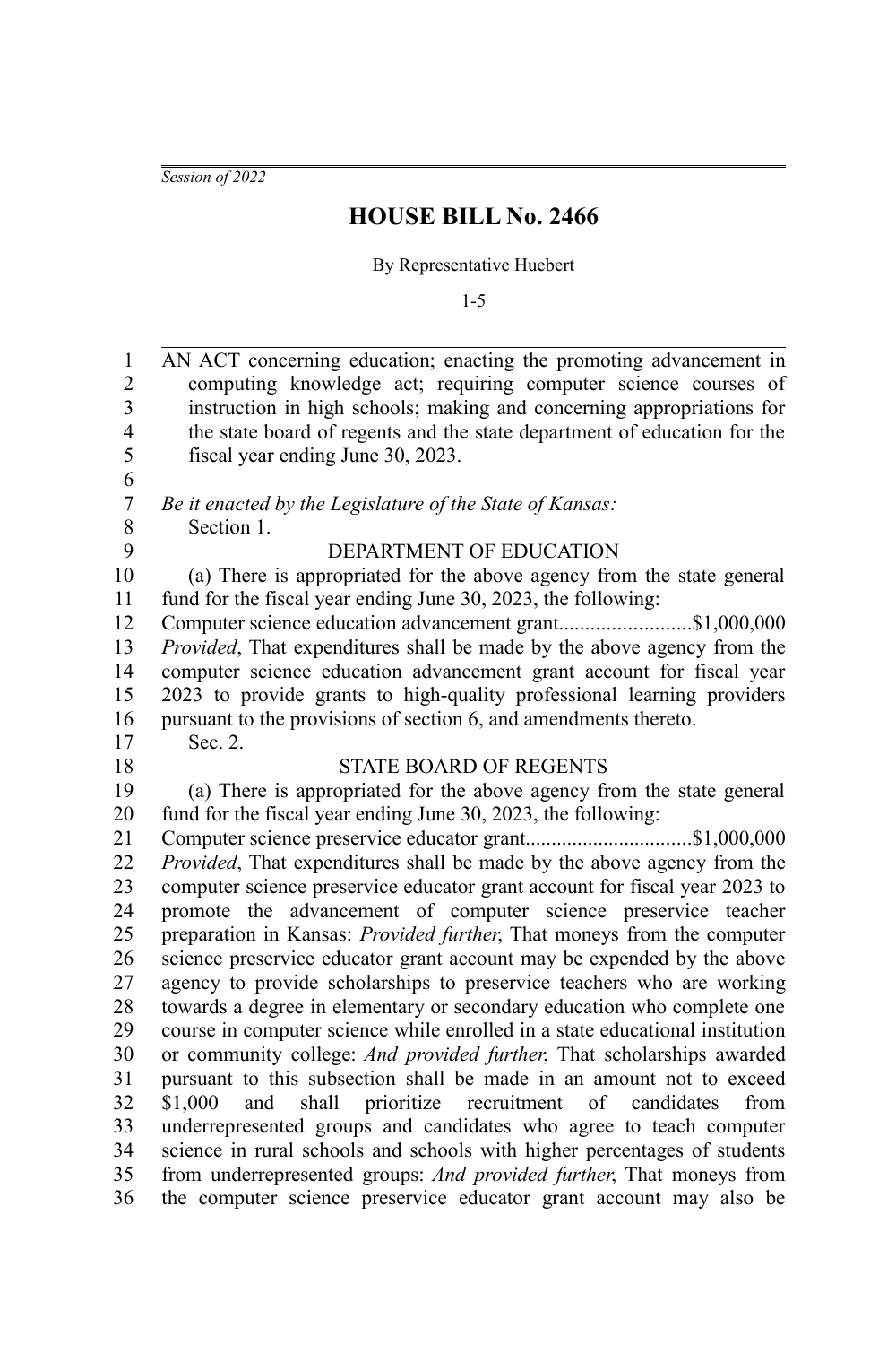*Session of 2022*

# HOUSE BILL No. 2466

By Representative Huebert

1-5

AN ACT concerning education; enacting the promoting advancement in computing knowledge act; requiring computer science courses of instruction in high schools; making and concerning appropriations for the state board of regents and the state department of education for the fiscal year ending June 30, 2023.

*Be it enacted by the Legislature of the State of Kansas:*

Section 1.

DEPARTMENT OF EDUCATION

(a) There is appropriated for the above agency from the state general fund for the fiscal year ending June 30, 2023, the following:

Computer science education advancement grant.........................$1,000,000

*Provided*, That expenditures shall be made by the above agency from the computer science education advancement grant account for fiscal year 2023 to provide grants to high-quality professional learning providers pursuant to the provisions of section 6, and amendments thereto.

Sec. 2.

STATE BOARD OF REGENTS

(a) There is appropriated for the above agency from the state general fund for the fiscal year ending June 30, 2023, the following:

Computer science preservice educator grant................................$1,000,000

*Provided*, That expenditures shall be made by the above agency from the computer science preservice educator grant account for fiscal year 2023 to promote the advancement of computer science preservice teacher preparation in Kansas: *Provided further*, That moneys from the computer science preservice educator grant account may be expended by the above agency to provide scholarships to preservice teachers who are working towards a degree in elementary or secondary education who complete one course in computer science while enrolled in a state educational institution or community college: *And provided further*, That scholarships awarded pursuant to this subsection shall be made in an amount not to exceed $1,000 and shall prioritize recruitment of candidates from underrepresented groups and candidates who agree to teach computer science in rural schools and schools with higher percentages of students from underrepresented groups: *And provided further*, That moneys from the computer science preservice educator grant account may also be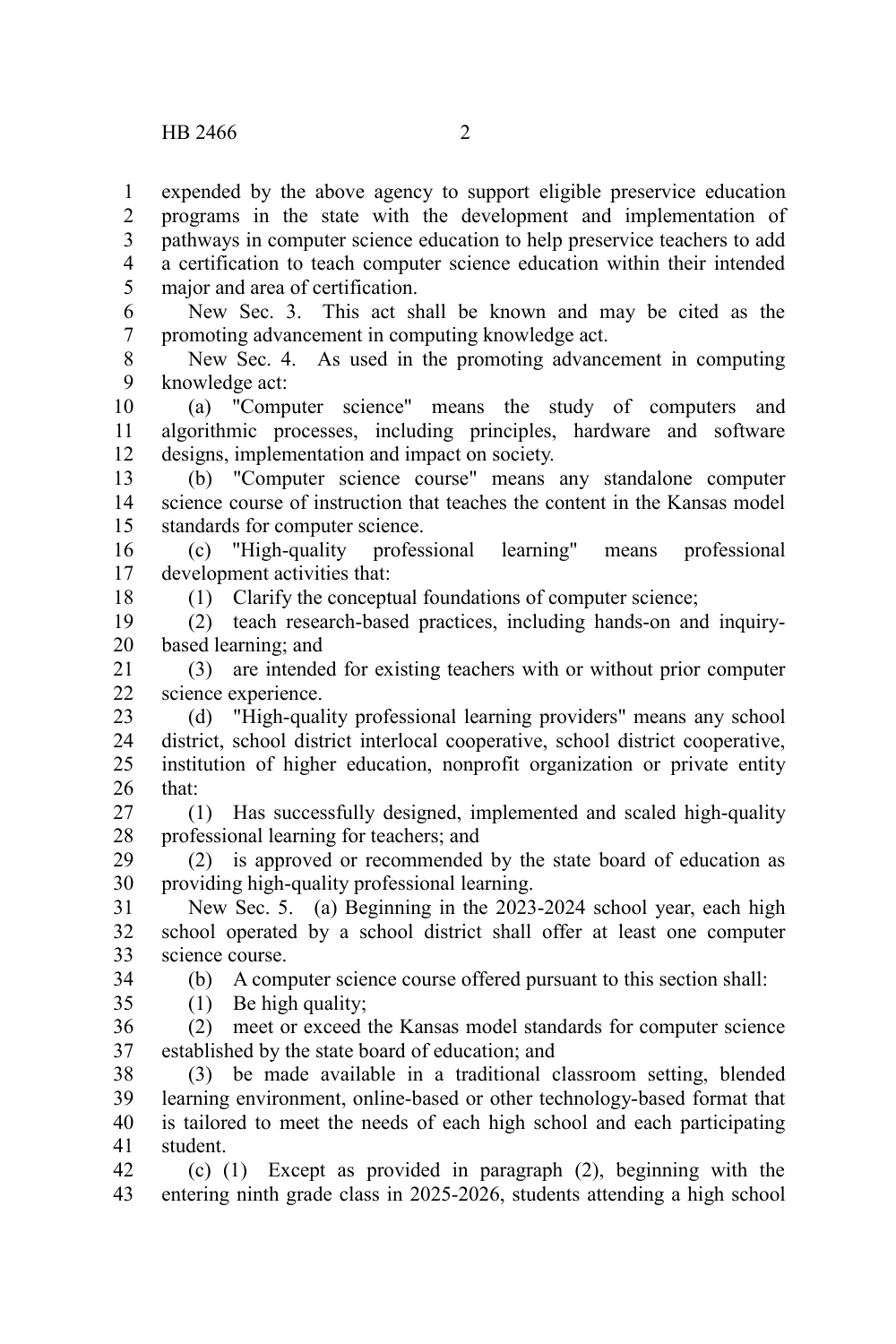expended by the above agency to support eligible preservice education programs in the state with the development and implementation of pathways in computer science education to help preservice teachers to add a certification to teach computer science education within their intended major and area of certification.

New Sec. 3. This act shall be known and may be cited as the promoting advancement in computing knowledge act.

New Sec. 4. As used in the promoting advancement in computing knowledge act:

(a) "Computer science" means the study of computers and algorithmic processes, including principles, hardware and software designs, implementation and impact on society.

(b) "Computer science course" means any standalone computer science course of instruction that teaches the content in the Kansas model standards for computer science.

(c) "High-quality professional learning" means professional development activities that:

(1) Clarify the conceptual foundations of computer science;

(2) teach research-based practices, including hands-on and inquiry-based learning; and

(3) are intended for existing teachers with or without prior computer science experience.

(d) "High-quality professional learning providers" means any school district, school district interlocal cooperative, school district cooperative, institution of higher education, nonprofit organization or private entity that:

(1) Has successfully designed, implemented and scaled high-quality professional learning for teachers; and

(2) is approved or recommended by the state board of education as providing high-quality professional learning.

New Sec. 5. (a) Beginning in the 2023-2024 school year, each high school operated by a school district shall offer at least one computer science course.

(b) A computer science course offered pursuant to this section shall:

(1) Be high quality;

(2) meet or exceed the Kansas model standards for computer science established by the state board of education; and

(3) be made available in a traditional classroom setting, blended learning environment, online-based or other technology-based format that is tailored to meet the needs of each high school and each participating student.

(c) (1) Except as provided in paragraph (2), beginning with the entering ninth grade class in 2025-2026, students attending a high school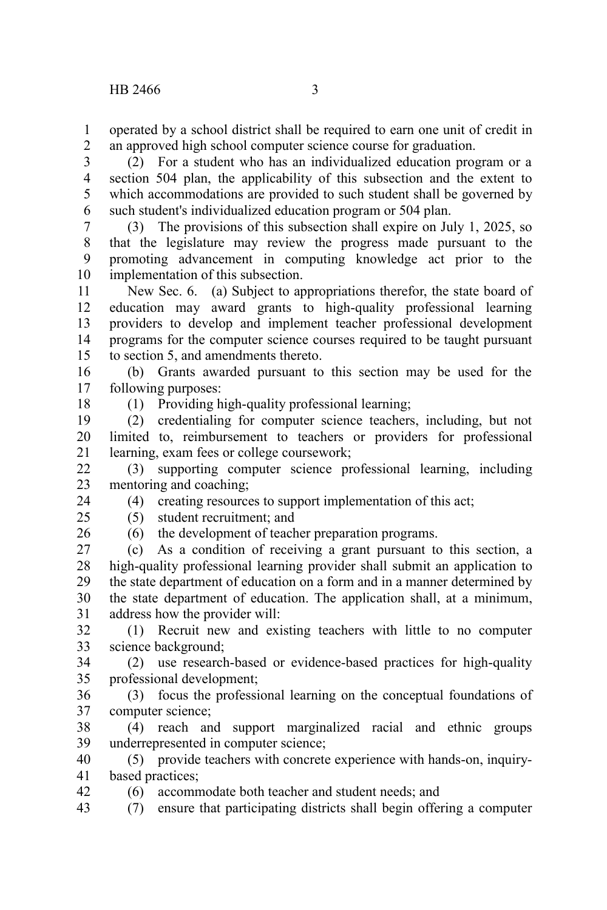operated by a school district shall be required to earn one unit of credit in an approved high school computer science course for graduation.

(2) For a student who has an individualized education program or a section 504 plan, the applicability of this subsection and the extent to which accommodations are provided to such student shall be governed by such student's individualized education program or 504 plan.

(3) The provisions of this subsection shall expire on July 1, 2025, so that the legislature may review the progress made pursuant to the promoting advancement in computing knowledge act prior to the implementation of this subsection.

New Sec. 6. (a) Subject to appropriations therefor, the state board of education may award grants to high-quality professional learning providers to develop and implement teacher professional development programs for the computer science courses required to be taught pursuant to section 5, and amendments thereto.

(b) Grants awarded pursuant to this section may be used for the following purposes:

(1) Providing high-quality professional learning;

(2) credentialing for computer science teachers, including, but not limited to, reimbursement to teachers or providers for professional learning, exam fees or college coursework;

(3) supporting computer science professional learning, including mentoring and coaching;

(4) creating resources to support implementation of this act;

(5) student recruitment; and

(6) the development of teacher preparation programs.

(c) As a condition of receiving a grant pursuant to this section, a high-quality professional learning provider shall submit an application to the state department of education on a form and in a manner determined by the state department of education. The application shall, at a minimum, address how the provider will:

(1) Recruit new and existing teachers with little to no computer science background;

(2) use research-based or evidence-based practices for high-quality professional development;

(3) focus the professional learning on the conceptual foundations of computer science;

(4) reach and support marginalized racial and ethnic groups underrepresented in computer science;

(5) provide teachers with concrete experience with hands-on, inquiry-based practices;

(6) accommodate both teacher and student needs; and

(7) ensure that participating districts shall begin offering a computer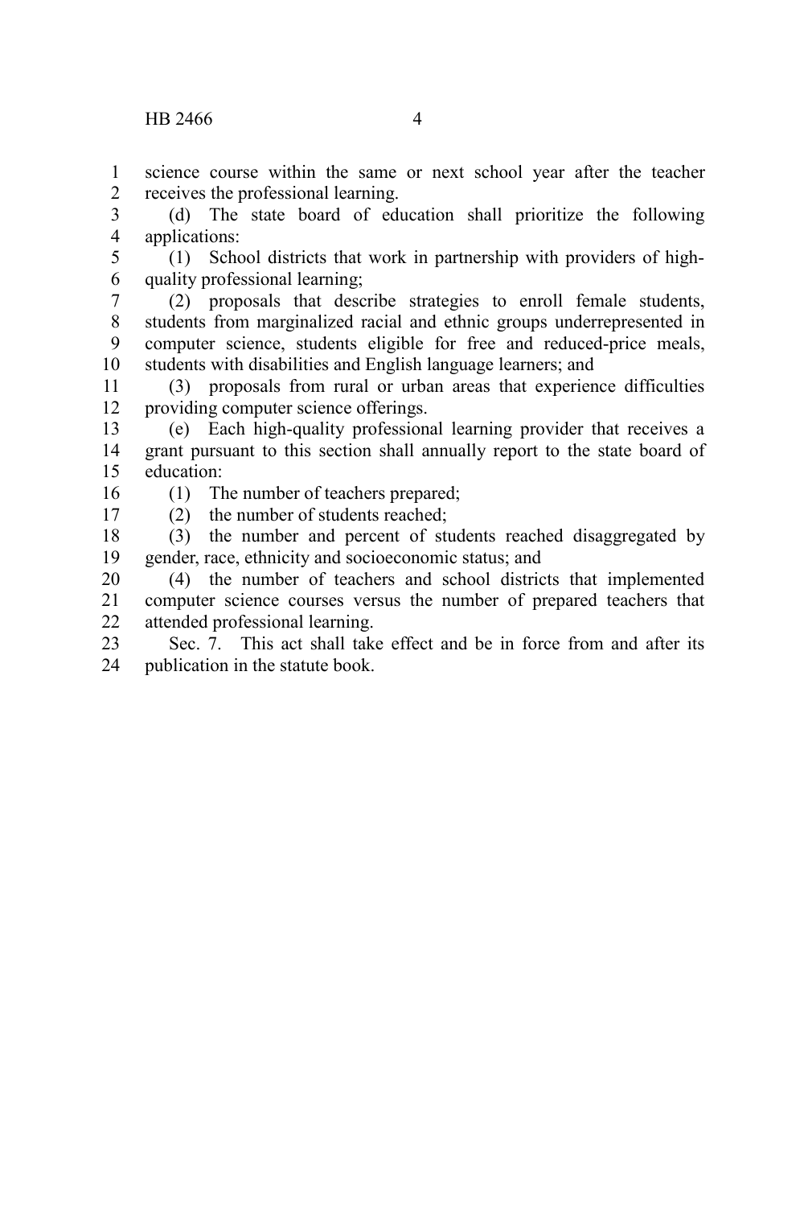science course within the same or next school year after the teacher receives the professional learning.

(d) The state board of education shall prioritize the following applications:

(1) School districts that work in partnership with providers of high-quality professional learning;

(2) proposals that describe strategies to enroll female students, students from marginalized racial and ethnic groups underrepresented in computer science, students eligible for free and reduced-price meals, students with disabilities and English language learners; and

(3) proposals from rural or urban areas that experience difficulties providing computer science offerings.

(e) Each high-quality professional learning provider that receives a grant pursuant to this section shall annually report to the state board of education:

(1) The number of teachers prepared;

(2) the number of students reached;

(3) the number and percent of students reached disaggregated by gender, race, ethnicity and socioeconomic status; and

(4) the number of teachers and school districts that implemented computer science courses versus the number of prepared teachers that attended professional learning.

Sec. 7. This act shall take effect and be in force from and after its publication in the statute book.